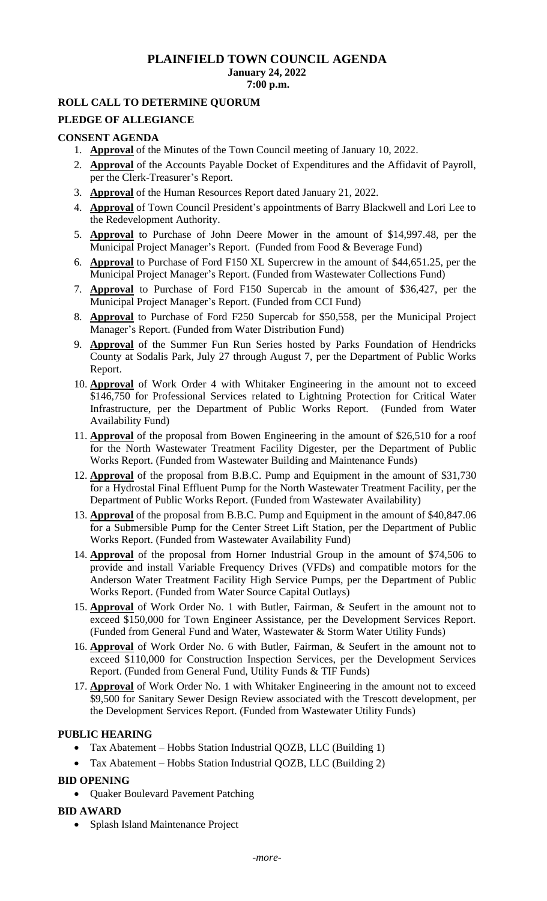# PLAINFIELD TOWN COUNCIL AGENDA

**January 24, 2022**
**7:00 p.m.**

## ROLL CALL TO DETERMINE QUORUM

## PLEDGE OF ALLEGIANCE

## CONSENT AGENDA

1. **Approval** of the Minutes of the Town Council meeting of January 10, 2022.
2. **Approval** of the Accounts Payable Docket of Expenditures and the Affidavit of Payroll, per the Clerk-Treasurer's Report.
3. **Approval** of the Human Resources Report dated January 21, 2022.
4. **Approval** of Town Council President's appointments of Barry Blackwell and Lori Lee to the Redevelopment Authority.
5. **Approval** to Purchase of John Deere Mower in the amount of $14,997.48, per the Municipal Project Manager's Report. (Funded from Food & Beverage Fund)
6. **Approval** to Purchase of Ford F150 XL Supercrew in the amount of $44,651.25, per the Municipal Project Manager's Report. (Funded from Wastewater Collections Fund)
7. **Approval** to Purchase of Ford F150 Supercab in the amount of $36,427, per the Municipal Project Manager's Report. (Funded from CCI Fund)
8. **Approval** to Purchase of Ford F250 Supercab for $50,558, per the Municipal Project Manager's Report. (Funded from Water Distribution Fund)
9. **Approval** of the Summer Fun Run Series hosted by Parks Foundation of Hendricks County at Sodalis Park, July 27 through August 7, per the Department of Public Works Report.
10. **Approval** of Work Order 4 with Whitaker Engineering in the amount not to exceed $146,750 for Professional Services related to Lightning Protection for Critical Water Infrastructure, per the Department of Public Works Report. (Funded from Water Availability Fund)
11. **Approval** of the proposal from Bowen Engineering in the amount of $26,510 for a roof for the North Wastewater Treatment Facility Digester, per the Department of Public Works Report. (Funded from Wastewater Building and Maintenance Funds)
12. **Approval** of the proposal from B.B.C. Pump and Equipment in the amount of $31,730 for a Hydrostal Final Effluent Pump for the North Wastewater Treatment Facility, per the Department of Public Works Report. (Funded from Wastewater Availability)
13. **Approval** of the proposal from B.B.C. Pump and Equipment in the amount of $40,847.06 for a Submersible Pump for the Center Street Lift Station, per the Department of Public Works Report. (Funded from Wastewater Availability Fund)
14. **Approval** of the proposal from Horner Industrial Group in the amount of $74,506 to provide and install Variable Frequency Drives (VFDs) and compatible motors for the Anderson Water Treatment Facility High Service Pumps, per the Department of Public Works Report. (Funded from Water Source Capital Outlays)
15. **Approval** of Work Order No. 1 with Butler, Fairman, & Seufert in the amount not to exceed $150,000 for Town Engineer Assistance, per the Development Services Report. (Funded from General Fund and Water, Wastewater & Storm Water Utility Funds)
16. **Approval** of Work Order No. 6 with Butler, Fairman, & Seufert in the amount not to exceed $110,000 for Construction Inspection Services, per the Development Services Report. (Funded from General Fund, Utility Funds & TIF Funds)
17. **Approval** of Work Order No. 1 with Whitaker Engineering in the amount not to exceed $9,500 for Sanitary Sewer Design Review associated with the Trescott development, per the Development Services Report. (Funded from Wastewater Utility Funds)

## PUBLIC HEARING

- Tax Abatement – Hobbs Station Industrial QOZB, LLC (Building 1)
- Tax Abatement – Hobbs Station Industrial QOZB, LLC (Building 2)

## BID OPENING

- Quaker Boulevard Pavement Patching

## BID AWARD

- Splash Island Maintenance Project

*-more-*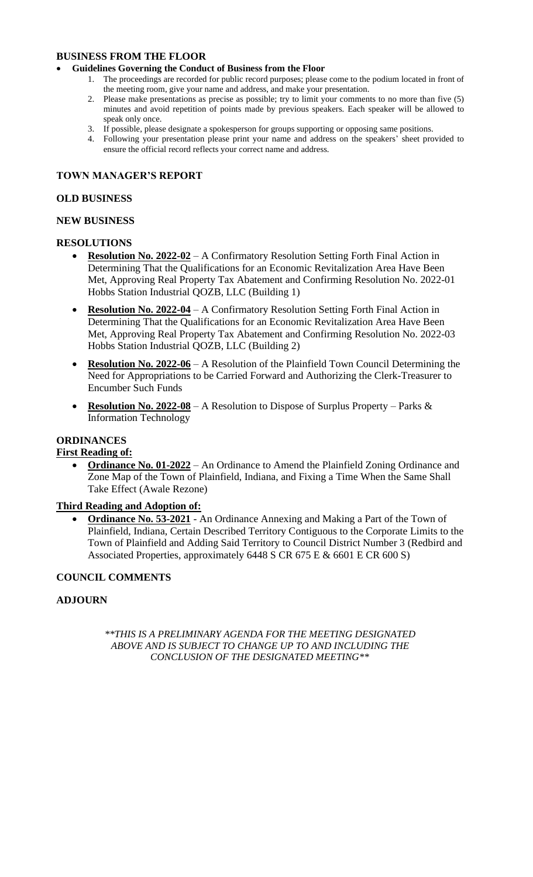## BUSINESS FROM THE FLOOR

- **Guidelines Governing the Conduct of Business from the Floor**
  1. The proceedings are recorded for public record purposes; please come to the podium located in front of the meeting room, give your name and address, and make your presentation.
  2. Please make presentations as precise as possible; try to limit your comments to no more than five (5) minutes and avoid repetition of points made by previous speakers. Each speaker will be allowed to speak only once.
  3. If possible, please designate a spokesperson for groups supporting or opposing same positions.
  4. Following your presentation please print your name and address on the speakers' sheet provided to ensure the official record reflects your correct name and address.

## TOWN MANAGER'S REPORT

## OLD BUSINESS

## NEW BUSINESS

## RESOLUTIONS

- **Resolution No. 2022-02** – A Confirmatory Resolution Setting Forth Final Action in Determining That the Qualifications for an Economic Revitalization Area Have Been Met, Approving Real Property Tax Abatement and Confirming Resolution No. 2022-01 Hobbs Station Industrial QOZB, LLC (Building 1)
- **Resolution No. 2022-04** – A Confirmatory Resolution Setting Forth Final Action in Determining That the Qualifications for an Economic Revitalization Area Have Been Met, Approving Real Property Tax Abatement and Confirming Resolution No. 2022-03 Hobbs Station Industrial QOZB, LLC (Building 2)
- **Resolution No. 2022-06** – A Resolution of the Plainfield Town Council Determining the Need for Appropriations to be Carried Forward and Authorizing the Clerk-Treasurer to Encumber Such Funds
- **Resolution No. 2022-08** – A Resolution to Dispose of Surplus Property – Parks & Information Technology

## ORDINANCES

**First Reading of:**

- **Ordinance No. 01-2022** – An Ordinance to Amend the Plainfield Zoning Ordinance and Zone Map of the Town of Plainfield, Indiana, and Fixing a Time When the Same Shall Take Effect (Awale Rezone)

**Third Reading and Adoption of:**

- **Ordinance No. 53-2021** - An Ordinance Annexing and Making a Part of the Town of Plainfield, Indiana, Certain Described Territory Contiguous to the Corporate Limits to the Town of Plainfield and Adding Said Territory to Council District Number 3 (Redbird and Associated Properties, approximately 6448 S CR 675 E & 6601 E CR 600 S)

## COUNCIL COMMENTS

## ADJOURN

*\*\*THIS IS A PRELIMINARY AGENDA FOR THE MEETING DESIGNATED ABOVE AND IS SUBJECT TO CHANGE UP TO AND INCLUDING THE CONCLUSION OF THE DESIGNATED MEETING\*\**